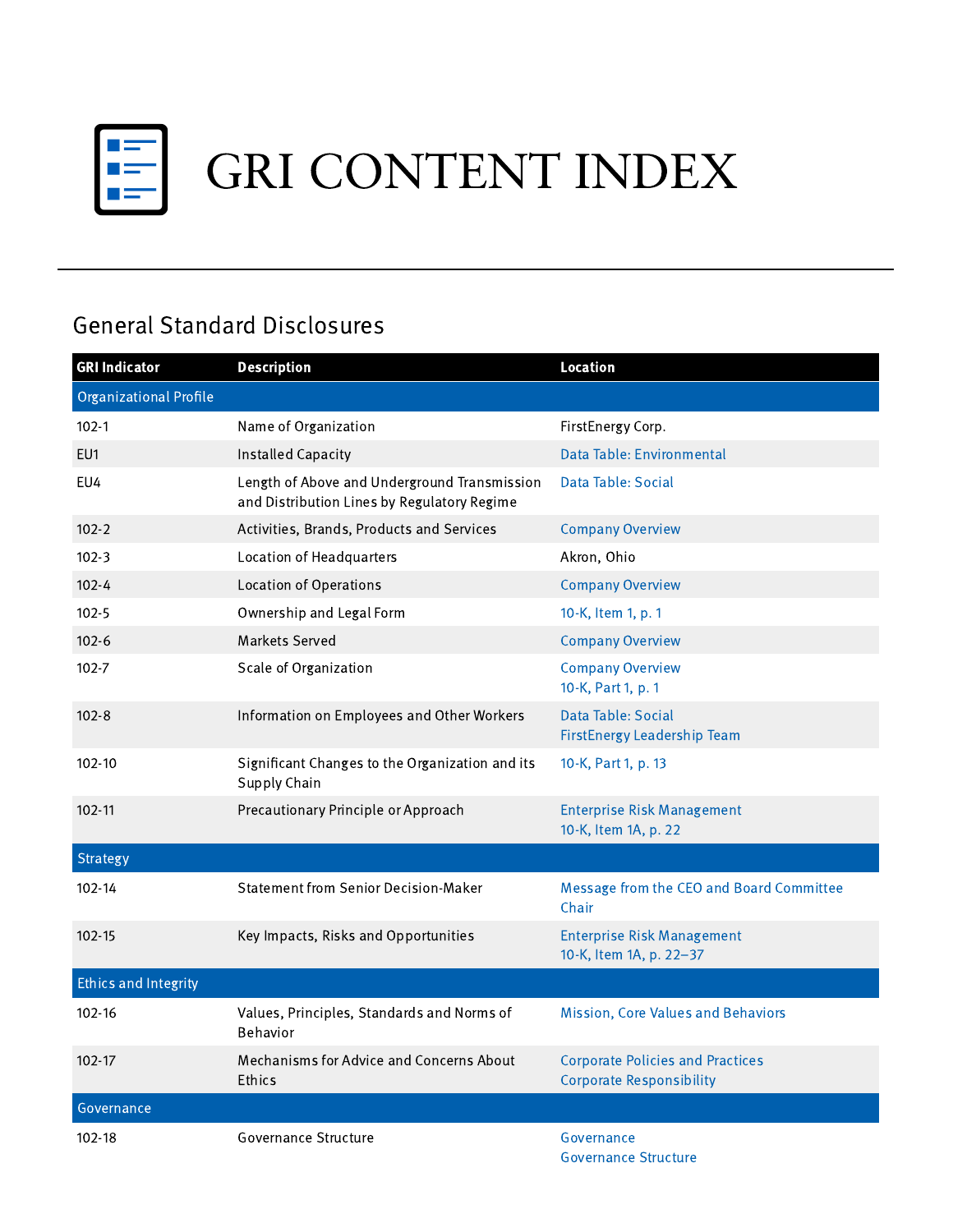# GRI CONTENT INDEX

## General Standard Disclosures

| GRI Indicator | Description | Location |
|---|---|---|
| **Organizational Profile** | | |
| 102-1 | Name of Organization | FirstEnergy Corp. |
| EU1 | Installed Capacity | Data Table: Environmental |
| EU4 | Length of Above and Underground Transmission and Distribution Lines by Regulatory Regime | Data Table: Social |
| 102-2 | Activities, Brands, Products and Services | Company Overview |
| 102-3 | Location of Headquarters | Akron, Ohio |
| 102-4 | Location of Operations | Company Overview |
| 102-5 | Ownership and Legal Form | 10-K, Item 1, p. 1 |
| 102-6 | Markets Served | Company Overview |
| 102-7 | Scale of Organization | Company Overview<br>10-K, Part 1, p. 1 |
| 102-8 | Information on Employees and Other Workers | Data Table: Social<br>FirstEnergy Leadership Team |
| 102-10 | Significant Changes to the Organization and its Supply Chain | 10-K, Part 1, p. 13 |
| 102-11 | Precautionary Principle or Approach | Enterprise Risk Management<br>10-K, Item 1A, p. 22 |
| **Strategy** | | |
| 102-14 | Statement from Senior Decision-Maker | Message from the CEO and Board Committee Chair |
| 102-15 | Key Impacts, Risks and Opportunities | Enterprise Risk Management<br>10-K, Item 1A, p. 22–37 |
| **Ethics and Integrity** | | |
| 102-16 | Values, Principles, Standards and Norms of Behavior | Mission, Core Values and Behaviors |
| 102-17 | Mechanisms for Advice and Concerns About Ethics | Corporate Policies and Practices<br>Corporate Responsibility |
| **Governance** | | |
| 102-18 | Governance Structure | Governance<br>Governance Structure |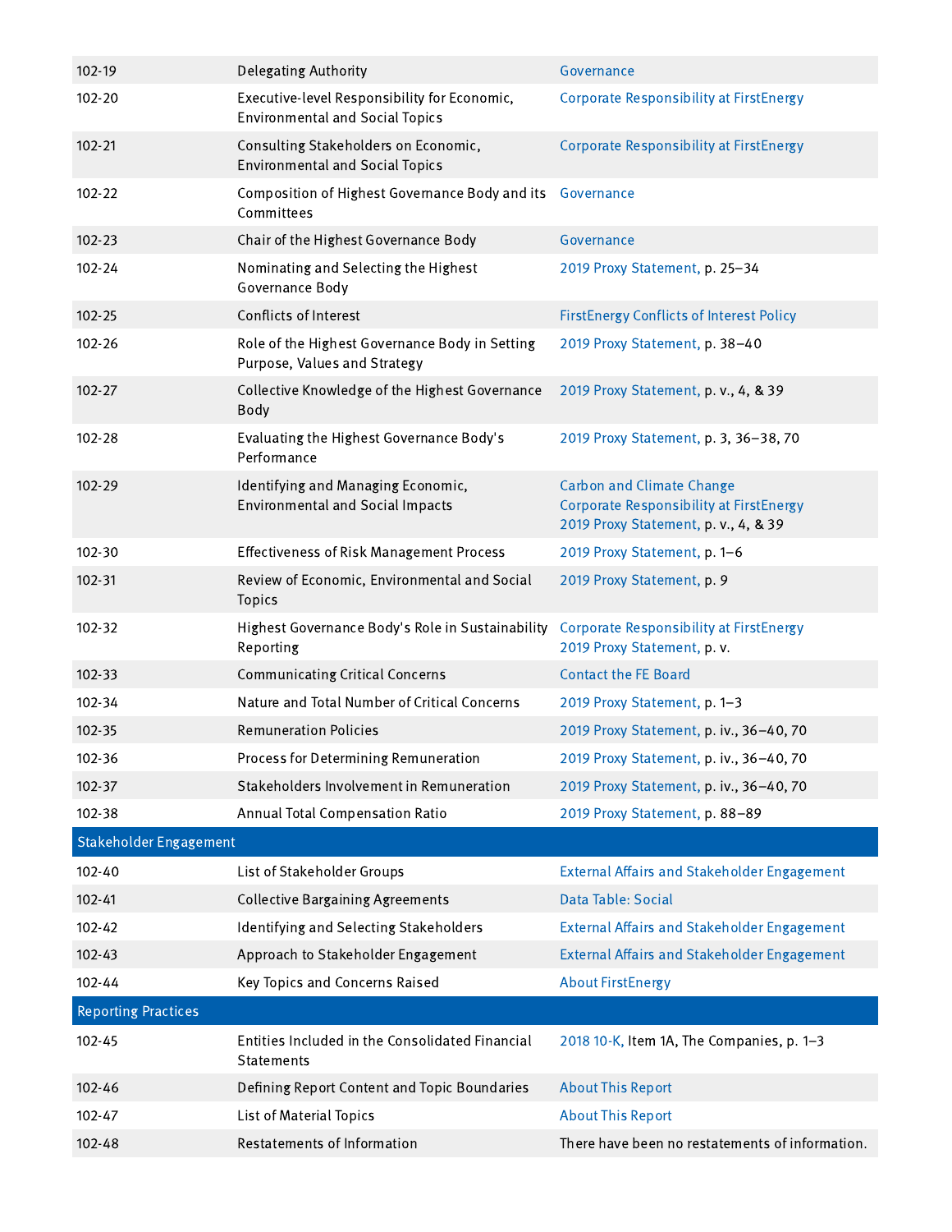| | | |
|---|---|---|
| 102-19 | Delegating Authority | Governance |
| 102-20 | Executive-level Responsibility for Economic, Environmental and Social Topics | Corporate Responsibility at FirstEnergy |
| 102-21 | Consulting Stakeholders on Economic, Environmental and Social Topics | Corporate Responsibility at FirstEnergy |
| 102-22 | Composition of Highest Governance Body and its Committees | Governance |
| 102-23 | Chair of the Highest Governance Body | Governance |
| 102-24 | Nominating and Selecting the Highest Governance Body | 2019 Proxy Statement, p. 25–34 |
| 102-25 | Conflicts of Interest | FirstEnergy Conflicts of Interest Policy |
| 102-26 | Role of the Highest Governance Body in Setting Purpose, Values and Strategy | 2019 Proxy Statement, p. 38–40 |
| 102-27 | Collective Knowledge of the Highest Governance Body | 2019 Proxy Statement, p. v., 4, & 39 |
| 102-28 | Evaluating the Highest Governance Body's Performance | 2019 Proxy Statement, p. 3, 36–38, 70 |
| 102-29 | Identifying and Managing Economic, Environmental and Social Impacts | Carbon and Climate Change<br>Corporate Responsibility at FirstEnergy<br>2019 Proxy Statement, p. v., 4, & 39 |
| 102-30 | Effectiveness of Risk Management Process | 2019 Proxy Statement, p. 1–6 |
| 102-31 | Review of Economic, Environmental and Social Topics | 2019 Proxy Statement, p. 9 |
| 102-32 | Highest Governance Body's Role in Sustainability Reporting | Corporate Responsibility at FirstEnergy<br>2019 Proxy Statement, p. v. |
| 102-33 | Communicating Critical Concerns | Contact the FE Board |
| 102-34 | Nature and Total Number of Critical Concerns | 2019 Proxy Statement, p. 1–3 |
| 102-35 | Remuneration Policies | 2019 Proxy Statement, p. iv., 36–40, 70 |
| 102-36 | Process for Determining Remuneration | 2019 Proxy Statement, p. iv., 36–40, 70 |
| 102-37 | Stakeholders Involvement in Remuneration | 2019 Proxy Statement, p. iv., 36–40, 70 |
| 102-38 | Annual Total Compensation Ratio | 2019 Proxy Statement, p. 88–89 |
| **Stakeholder Engagement** | | |
| 102-40 | List of Stakeholder Groups | External Affairs and Stakeholder Engagement |
| 102-41 | Collective Bargaining Agreements | Data Table: Social |
| 102-42 | Identifying and Selecting Stakeholders | External Affairs and Stakeholder Engagement |
| 102-43 | Approach to Stakeholder Engagement | External Affairs and Stakeholder Engagement |
| 102-44 | Key Topics and Concerns Raised | About FirstEnergy |
| **Reporting Practices** | | |
| 102-45 | Entities Included in the Consolidated Financial Statements | 2018 10-K, Item 1A, The Companies, p. 1–3 |
| 102-46 | Defining Report Content and Topic Boundaries | About This Report |
| 102-47 | List of Material Topics | About This Report |
| 102-48 | Restatements of Information | There have been no restatements of information. |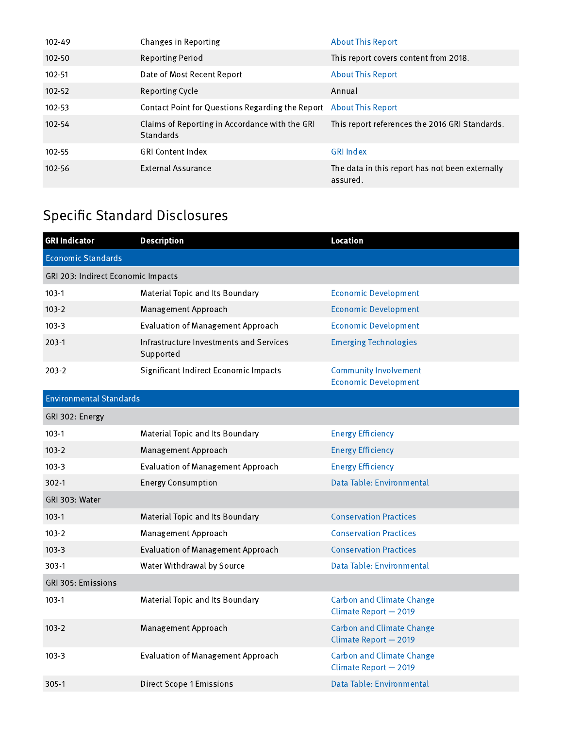| | | |
|---|---|---|
| 102-49 | Changes in Reporting | About This Report |
| 102-50 | Reporting Period | This report covers content from 2018. |
| 102-51 | Date of Most Recent Report | About This Report |
| 102-52 | Reporting Cycle | Annual |
| 102-53 | Contact Point for Questions Regarding the Report | About This Report |
| 102-54 | Claims of Reporting in Accordance with the GRI Standards | This report references the 2016 GRI Standards. |
| 102-55 | GRI Content Index | GRI Index |
| 102-56 | External Assurance | The data in this report has not been externally assured. |

## Specific Standard Disclosures

| GRI Indicator | Description | Location |
|---|---|---|
| **Economic Standards** | | |
| GRI 203: Indirect Economic Impacts | | |
| 103-1 | Material Topic and Its Boundary | Economic Development |
| 103-2 | Management Approach | Economic Development |
| 103-3 | Evaluation of Management Approach | Economic Development |
| 203-1 | Infrastructure Investments and Services Supported | Emerging Technologies |
| 203-2 | Significant Indirect Economic Impacts | Community Involvement<br>Economic Development |
| **Environmental Standards** | | |
| GRI 302: Energy | | |
| 103-1 | Material Topic and Its Boundary | Energy Efficiency |
| 103-2 | Management Approach | Energy Efficiency |
| 103-3 | Evaluation of Management Approach | Energy Efficiency |
| 302-1 | Energy Consumption | Data Table: Environmental |
| GRI 303: Water | | |
| 103-1 | Material Topic and Its Boundary | Conservation Practices |
| 103-2 | Management Approach | Conservation Practices |
| 103-3 | Evaluation of Management Approach | Conservation Practices |
| 303-1 | Water Withdrawal by Source | Data Table: Environmental |
| GRI 305: Emissions | | |
| 103-1 | Material Topic and Its Boundary | Carbon and Climate Change<br>Climate Report — 2019 |
| 103-2 | Management Approach | Carbon and Climate Change<br>Climate Report — 2019 |
| 103-3 | Evaluation of Management Approach | Carbon and Climate Change<br>Climate Report — 2019 |
| 305-1 | Direct Scope 1 Emissions | Data Table: Environmental |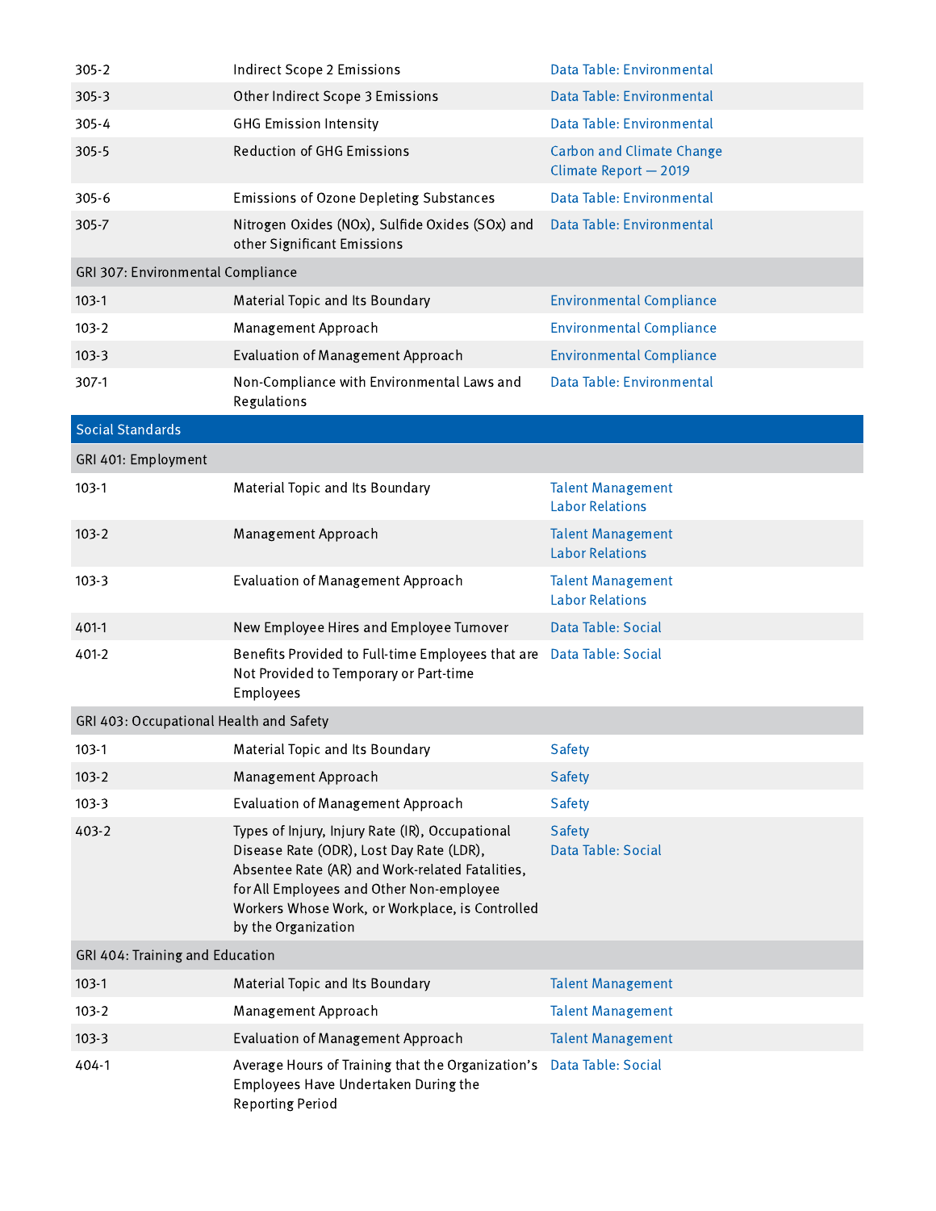| | | |
|---|---|---|
| 305-2 | Indirect Scope 2 Emissions | Data Table: Environmental |
| 305-3 | Other Indirect Scope 3 Emissions | Data Table: Environmental |
| 305-4 | GHG Emission Intensity | Data Table: Environmental |
| 305-5 | Reduction of GHG Emissions | Carbon and Climate Change<br>Climate Report — 2019 |
| 305-6 | Emissions of Ozone Depleting Substances | Data Table: Environmental |
| 305-7 | Nitrogen Oxides (NOx), Sulfide Oxides (SOx) and other Significant Emissions | Data Table: Environmental |
| **GRI 307: Environmental Compliance** | | |
| 103-1 | Material Topic and Its Boundary | Environmental Compliance |
| 103-2 | Management Approach | Environmental Compliance |
| 103-3 | Evaluation of Management Approach | Environmental Compliance |
| 307-1 | Non-Compliance with Environmental Laws and Regulations | Data Table: Environmental |
| **Social Standards** | | |
| **GRI 401: Employment** | | |
| 103-1 | Material Topic and Its Boundary | Talent Management<br>Labor Relations |
| 103-2 | Management Approach | Talent Management<br>Labor Relations |
| 103-3 | Evaluation of Management Approach | Talent Management<br>Labor Relations |
| 401-1 | New Employee Hires and Employee Turnover | Data Table: Social |
| 401-2 | Benefits Provided to Full-time Employees that are Not Provided to Temporary or Part-time Employees | Data Table: Social |
| **GRI 403: Occupational Health and Safety** | | |
| 103-1 | Material Topic and Its Boundary | Safety |
| 103-2 | Management Approach | Safety |
| 103-3 | Evaluation of Management Approach | Safety |
| 403-2 | Types of Injury, Injury Rate (IR), Occupational Disease Rate (ODR), Lost Day Rate (LDR), Absentee Rate (AR) and Work-related Fatalities, for All Employees and Other Non-employee Workers Whose Work, or Workplace, is Controlled by the Organization | Safety<br>Data Table: Social |
| **GRI 404: Training and Education** | | |
| 103-1 | Material Topic and Its Boundary | Talent Management |
| 103-2 | Management Approach | Talent Management |
| 103-3 | Evaluation of Management Approach | Talent Management |
| 404-1 | Average Hours of Training that the Organization's Employees Have Undertaken During the Reporting Period | Data Table: Social |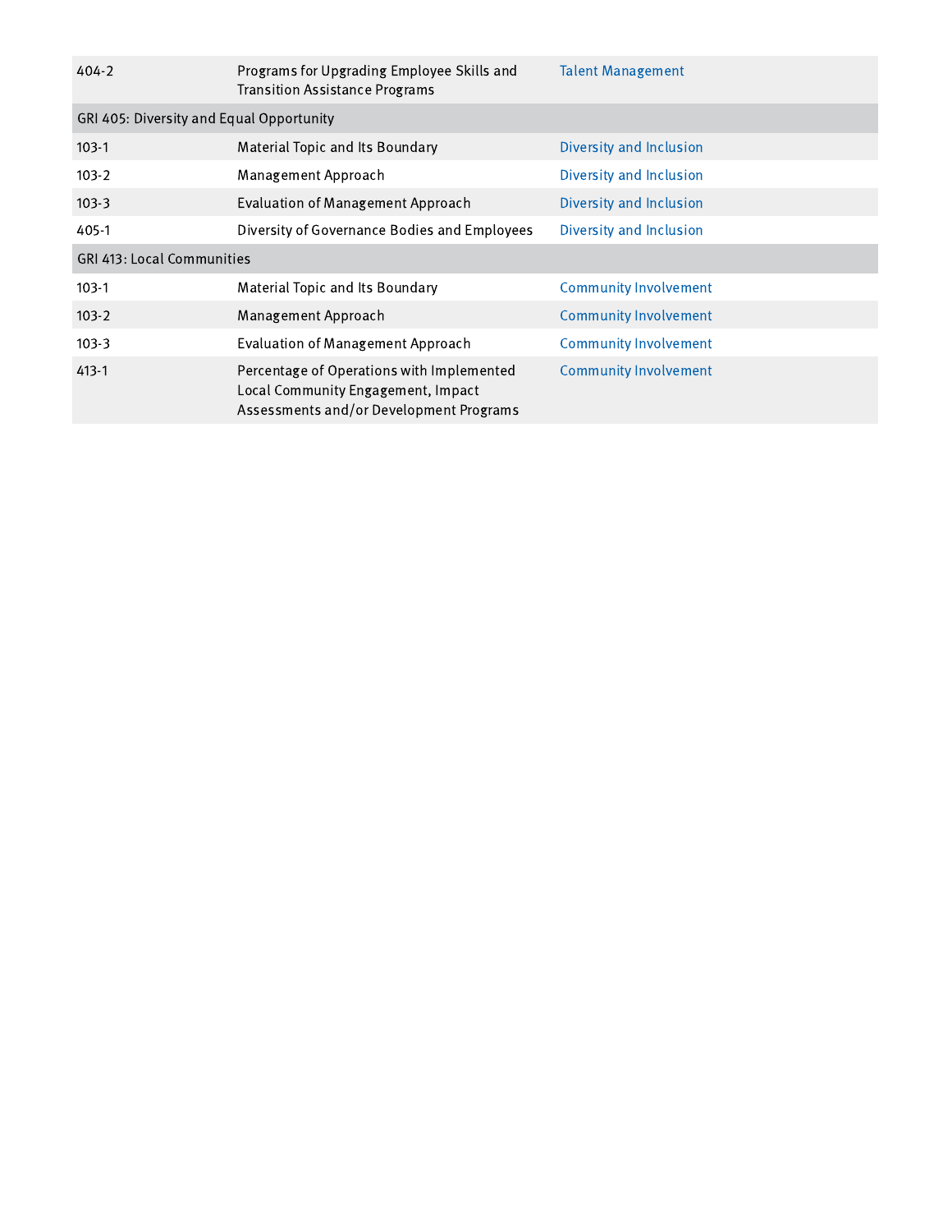| | | |
|---|---|---|
| 404-2 | Programs for Upgrading Employee Skills and Transition Assistance Programs | Talent Management |
| GRI 405: Diversity and Equal Opportunity | | |
| 103-1 | Material Topic and Its Boundary | Diversity and Inclusion |
| 103-2 | Management Approach | Diversity and Inclusion |
| 103-3 | Evaluation of Management Approach | Diversity and Inclusion |
| 405-1 | Diversity of Governance Bodies and Employees | Diversity and Inclusion |
| GRI 413: Local Communities | | |
| 103-1 | Material Topic and Its Boundary | Community Involvement |
| 103-2 | Management Approach | Community Involvement |
| 103-3 | Evaluation of Management Approach | Community Involvement |
| 413-1 | Percentage of Operations with Implemented Local Community Engagement, Impact Assessments and/or Development Programs | Community Involvement |